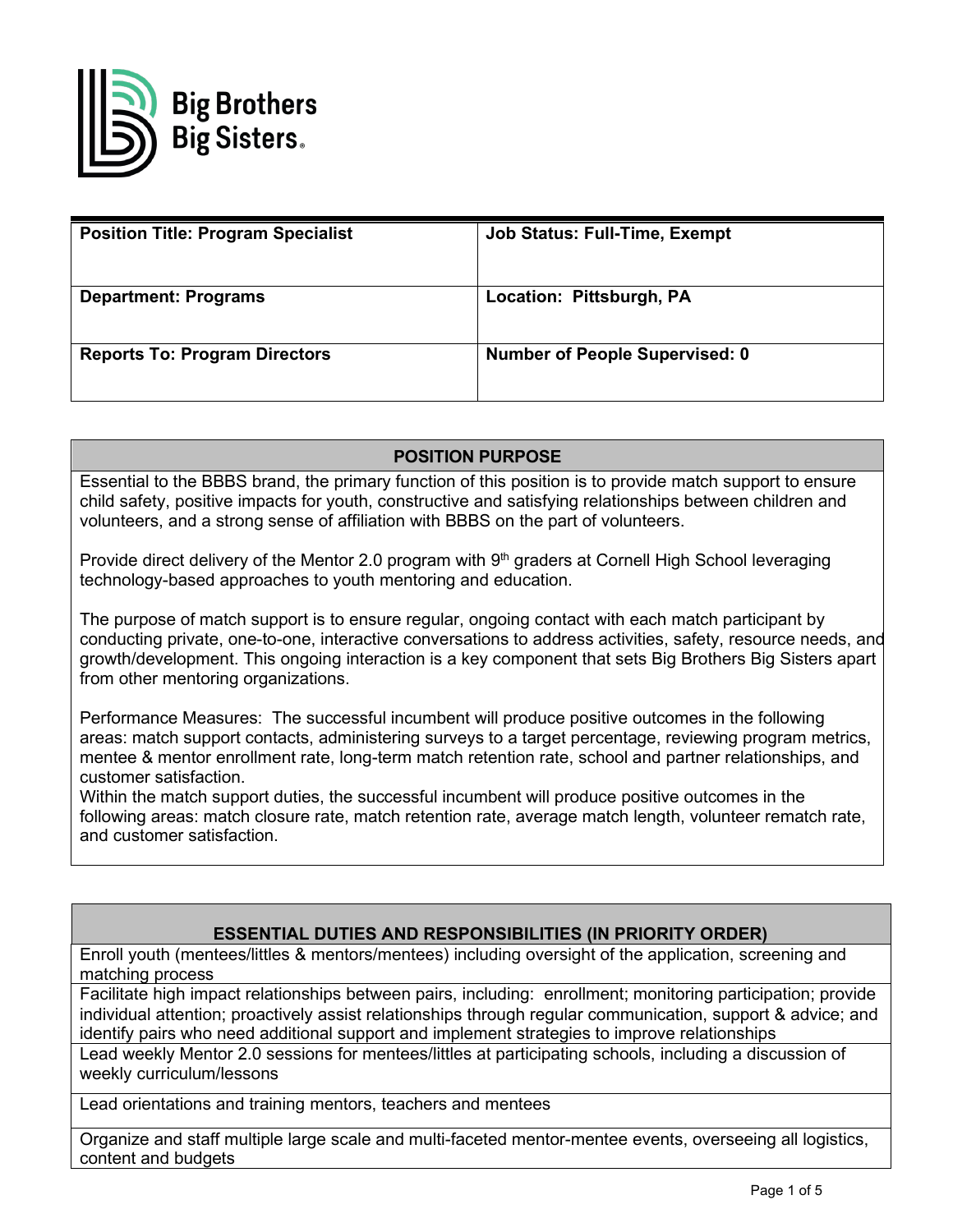Big Brothers Big Sisters®

| Position Title: Program Specialist | Job Status: Full-Time, Exempt |
|---|---|
| **Department: Programs** | **Location: Pittsburgh, PA** |
| **Reports To: Program Directors** | **Number of People Supervised: 0** |

## POSITION PURPOSE

Essential to the BBBS brand, the primary function of this position is to provide match support to ensure child safety, positive impacts for youth, constructive and satisfying relationships between children and volunteers, and a strong sense of affiliation with BBBS on the part of volunteers.

Provide direct delivery of the Mentor 2.0 program with 9th graders at Cornell High School leveraging technology-based approaches to youth mentoring and education.

The purpose of match support is to ensure regular, ongoing contact with each match participant by conducting private, one-to-one, interactive conversations to address activities, safety, resource needs, and growth/development. This ongoing interaction is a key component that sets Big Brothers Big Sisters apart from other mentoring organizations.

Performance Measures: The successful incumbent will produce positive outcomes in the following areas: match support contacts, administering surveys to a target percentage, reviewing program metrics, mentee & mentor enrollment rate, long-term match retention rate, school and partner relationships, and customer satisfaction.
Within the match support duties, the successful incumbent will produce positive outcomes in the following areas: match closure rate, match retention rate, average match length, volunteer rematch rate, and customer satisfaction.

## ESSENTIAL DUTIES AND RESPONSIBILITIES (IN PRIORITY ORDER)

- Enroll youth (mentees/littles & mentors/mentees) including oversight of the application, screening and matching process
- Facilitate high impact relationships between pairs, including: enrollment; monitoring participation; provide individual attention; proactively assist relationships through regular communication, support & advice; and identify pairs who need additional support and implement strategies to improve relationships
- Lead weekly Mentor 2.0 sessions for mentees/littles at participating schools, including a discussion of weekly curriculum/lessons
- Lead orientations and training mentors, teachers and mentees
- Organize and staff multiple large scale and multi-faceted mentor-mentee events, overseeing all logistics, content and budgets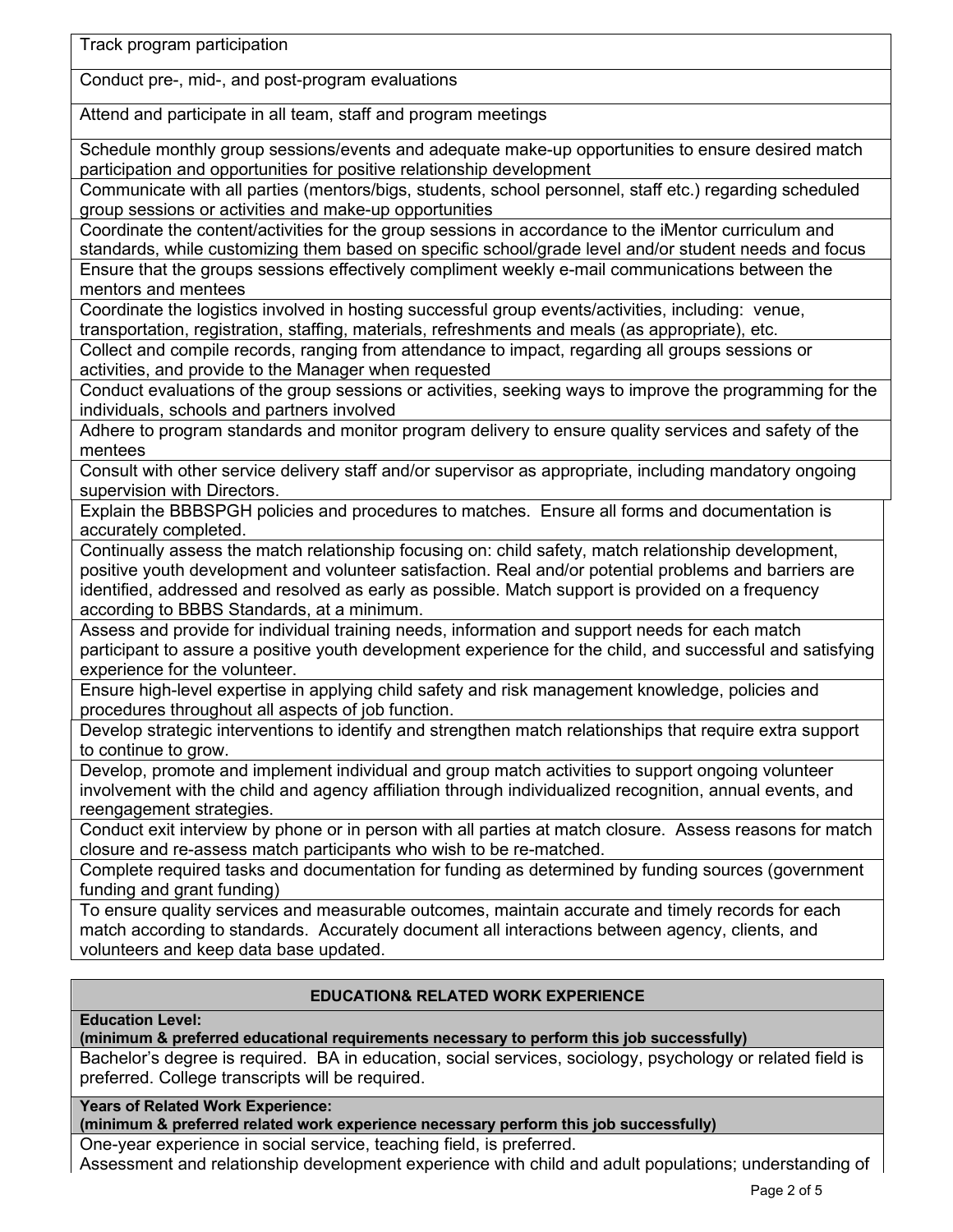| Track program participation |
|---|
| Conduct pre-, mid-, and post-program evaluations |
| Attend and participate in all team, staff and program meetings |
| Schedule monthly group sessions/events and adequate make-up opportunities to ensure desired match participation and opportunities for positive relationship development |
| Communicate with all parties (mentors/bigs, students, school personnel, staff etc.) regarding scheduled group sessions or activities and make-up opportunities |
| Coordinate the content/activities for the group sessions in accordance to the iMentor curriculum and standards, while customizing them based on specific school/grade level and/or student needs and focus |
| Ensure that the groups sessions effectively compliment weekly e-mail communications between the mentors and mentees |
| Coordinate the logistics involved in hosting successful group events/activities, including: venue, transportation, registration, staffing, materials, refreshments and meals (as appropriate), etc. |
| Collect and compile records, ranging from attendance to impact, regarding all groups sessions or activities, and provide to the Manager when requested |
| Conduct evaluations of the group sessions or activities, seeking ways to improve the programming for the individuals, schools and partners involved |
| Adhere to program standards and monitor program delivery to ensure quality services and safety of the mentees |
| Consult with other service delivery staff and/or supervisor as appropriate, including mandatory ongoing supervision with Directors. |
| Explain the BBBSPGH policies and procedures to matches. Ensure all forms and documentation is accurately completed. |
| Continually assess the match relationship focusing on: child safety, match relationship development, positive youth development and volunteer satisfaction. Real and/or potential problems and barriers are identified, addressed and resolved as early as possible. Match support is provided on a frequency according to BBBS Standards, at a minimum. |
| Assess and provide for individual training needs, information and support needs for each match participant to assure a positive youth development experience for the child, and successful and satisfying experience for the volunteer. |
| Ensure high-level expertise in applying child safety and risk management knowledge, policies and procedures throughout all aspects of job function. |
| Develop strategic interventions to identify and strengthen match relationships that require extra support to continue to grow. |
| Develop, promote and implement individual and group match activities to support ongoing volunteer involvement with the child and agency affiliation through individualized recognition, annual events, and reengagement strategies. |
| Conduct exit interview by phone or in person with all parties at match closure. Assess reasons for match closure and re-assess match participants who wish to be re-matched. |
| Complete required tasks and documentation for funding as determined by funding sources (government funding and grant funding) |
| To ensure quality services and measurable outcomes, maintain accurate and timely records for each match according to standards. Accurately document all interactions between agency, clients, and volunteers and keep data base updated. |

| **EDUCATION& RELATED WORK EXPERIENCE** |
|---|
| **Education Level:**<br>**(minimum & preferred educational requirements necessary to perform this job successfully)** |
| Bachelor's degree is required. BA in education, social services, sociology, psychology or related field is preferred. College transcripts will be required. |
| **Years of Related Work Experience:**<br>**(minimum & preferred related work experience necessary perform this job successfully)** |
| One-year experience in social service, teaching field, is preferred.<br>Assessment and relationship development experience with child and adult populations; understanding of |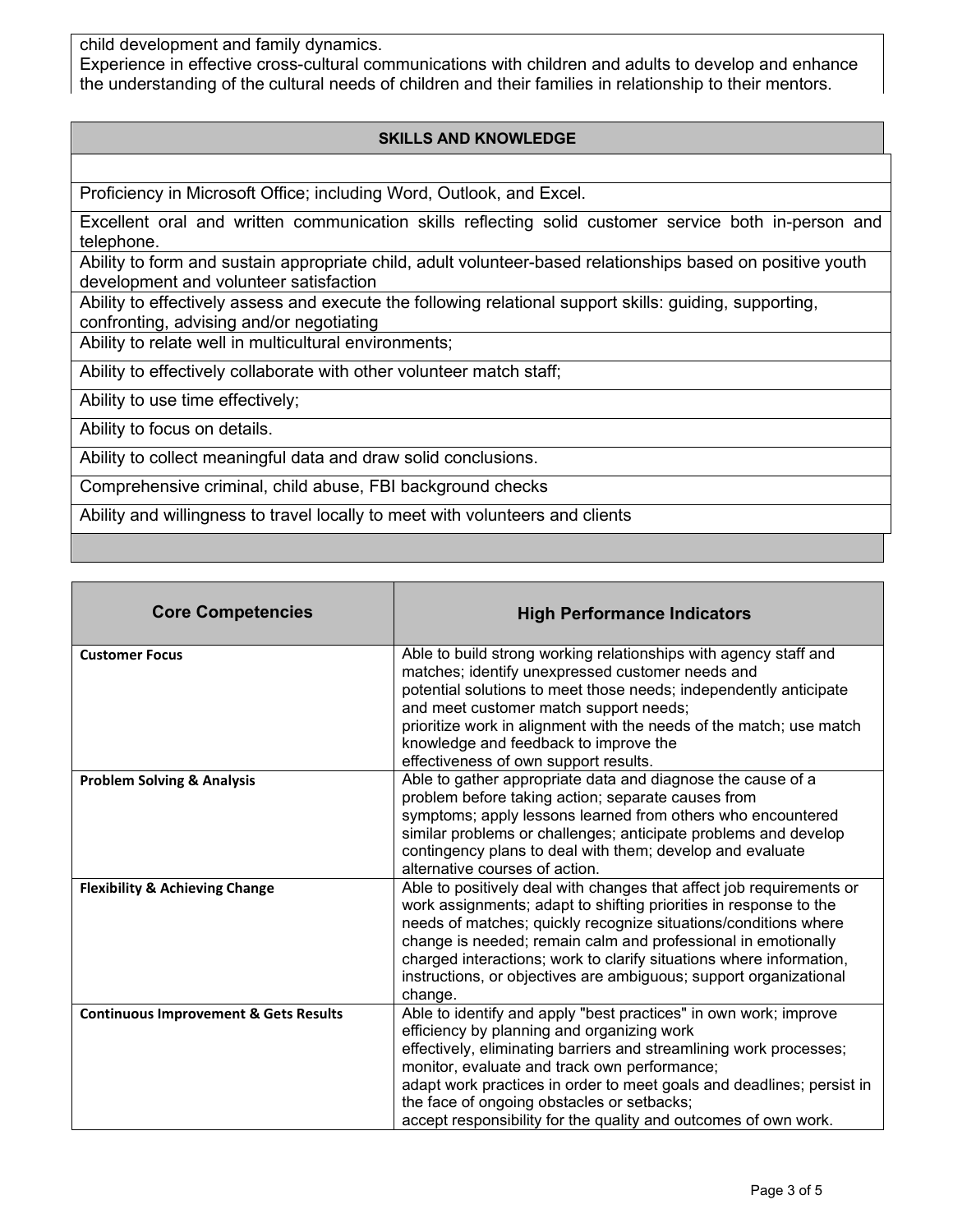child development and family dynamics.
Experience in effective cross-cultural communications with children and adults to develop and enhance the understanding of the cultural needs of children and their families in relationship to their mentors.

## SKILLS AND KNOWLEDGE

Proficiency in Microsoft Office; including Word, Outlook, and Excel.

Excellent oral and written communication skills reflecting solid customer service both in-person and telephone.

Ability to form and sustain appropriate child, adult volunteer-based relationships based on positive youth development and volunteer satisfaction

Ability to effectively assess and execute the following relational support skills: guiding, supporting, confronting, advising and/or negotiating

Ability to relate well in multicultural environments;

Ability to effectively collaborate with other volunteer match staff;

Ability to use time effectively;

Ability to focus on details.

Ability to collect meaningful data and draw solid conclusions.

Comprehensive criminal, child abuse, FBI background checks

Ability and willingness to travel locally to meet with volunteers and clients

| Core Competencies | High Performance Indicators |
|---|---|
| **Customer Focus** | Able to build strong working relationships with agency staff and matches; identify unexpressed customer needs and potential solutions to meet those needs; independently anticipate and meet customer match support needs; prioritize work in alignment with the needs of the match; use match knowledge and feedback to improve the effectiveness of own support results. |
| **Problem Solving & Analysis** | Able to gather appropriate data and diagnose the cause of a problem before taking action; separate causes from symptoms; apply lessons learned from others who encountered similar problems or challenges; anticipate problems and develop contingency plans to deal with them; develop and evaluate alternative courses of action. |
| **Flexibility & Achieving Change** | Able to positively deal with changes that affect job requirements or work assignments; adapt to shifting priorities in response to the needs of matches; quickly recognize situations/conditions where change is needed; remain calm and professional in emotionally charged interactions; work to clarify situations where information, instructions, or objectives are ambiguous; support organizational change. |
| **Continuous Improvement & Gets Results** | Able to identify and apply "best practices" in own work; improve efficiency by planning and organizing work effectively, eliminating barriers and streamlining work processes; monitor, evaluate and track own performance; adapt work practices in order to meet goals and deadlines; persist in the face of ongoing obstacles or setbacks; accept responsibility for the quality and outcomes of own work. |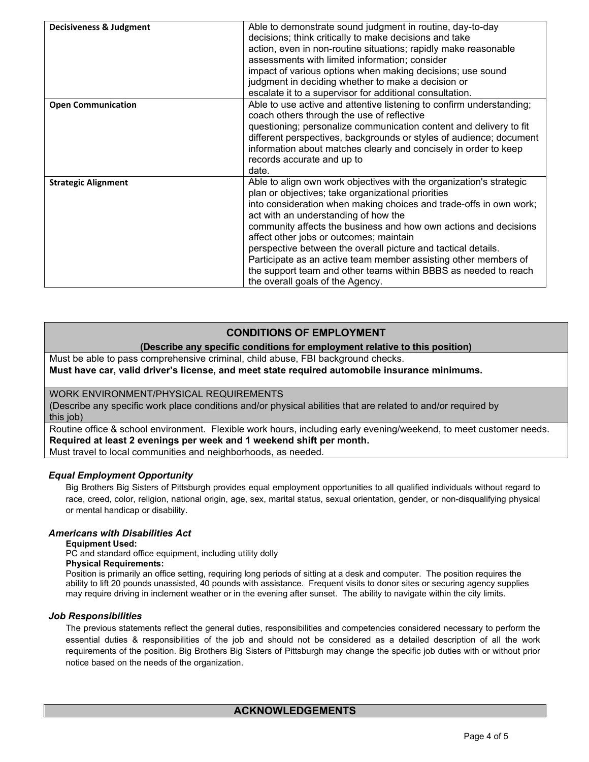| | |
|---|---|
| **Decisiveness & Judgment** | Able to demonstrate sound judgment in routine, day-to-day decisions; think critically to make decisions and take action, even in non-routine situations; rapidly make reasonable assessments with limited information; consider impact of various options when making decisions; use sound judgment in deciding whether to make a decision or escalate it to a supervisor for additional consultation. |
| **Open Communication** | Able to use active and attentive listening to confirm understanding; coach others through the use of reflective questioning; personalize communication content and delivery to fit different perspectives, backgrounds or styles of audience; document information about matches clearly and concisely in order to keep records accurate and up to date. |
| **Strategic Alignment** | Able to align own work objectives with the organization's strategic plan or objectives; take organizational priorities into consideration when making choices and trade-offs in own work; act with an understanding of how the community affects the business and how own actions and decisions affect other jobs or outcomes; maintain perspective between the overall picture and tactical details. Participate as an active team member assisting other members of the support team and other teams within BBBS as needed to reach the overall goals of the Agency. |

## CONDITIONS OF EMPLOYMENT

**(Describe any specific conditions for employment relative to this position)**

Must be able to pass comprehensive criminal, child abuse, FBI background checks.

**Must have car, valid driver's license, and meet state required automobile insurance minimums.**

WORK ENVIRONMENT/PHYSICAL REQUIREMENTS

(Describe any specific work place conditions and/or physical abilities that are related to and/or required by this job)

Routine office & school environment. Flexible work hours, including early evening/weekend, to meet customer needs.

**Required at least 2 evenings per week and 1 weekend shift per month.**

Must travel to local communities and neighborhoods, as needed.

### *Equal Employment Opportunity*

Big Brothers Big Sisters of Pittsburgh provides equal employment opportunities to all qualified individuals without regard to race, creed, color, religion, national origin, age, sex, marital status, sexual orientation, gender, or non-disqualifying physical or mental handicap or disability.

### *Americans with Disabilities Act*

**Equipment Used:**

PC and standard office equipment, including utility dolly

**Physical Requirements:**

Position is primarily an office setting, requiring long periods of sitting at a desk and computer. The position requires the ability to lift 20 pounds unassisted, 40 pounds with assistance. Frequent visits to donor sites or securing agency supplies may require driving in inclement weather or in the evening after sunset. The ability to navigate within the city limits.

### *Job Responsibilities*

The previous statements reflect the general duties, responsibilities and competencies considered necessary to perform the essential duties & responsibilities of the job and should not be considered as a detailed description of all the work requirements of the position. Big Brothers Big Sisters of Pittsburgh may change the specific job duties with or without prior notice based on the needs of the organization.

## ACKNOWLEDGEMENTS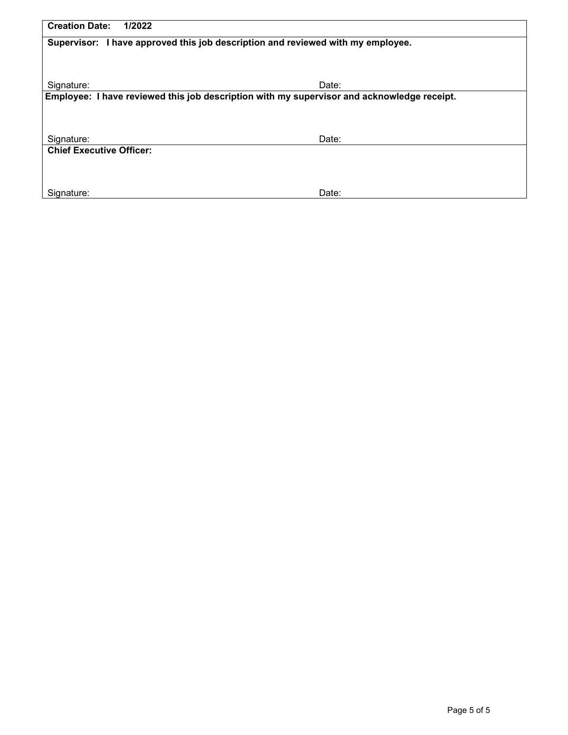**Creation Date: 1/2022**

**Supervisor: I have approved this job description and reviewed with my employee.**

Signature: Date:

**Employee: I have reviewed this job description with my supervisor and acknowledge receipt.**

Signature: Date:

**Chief Executive Officer:**

Signature: Date: